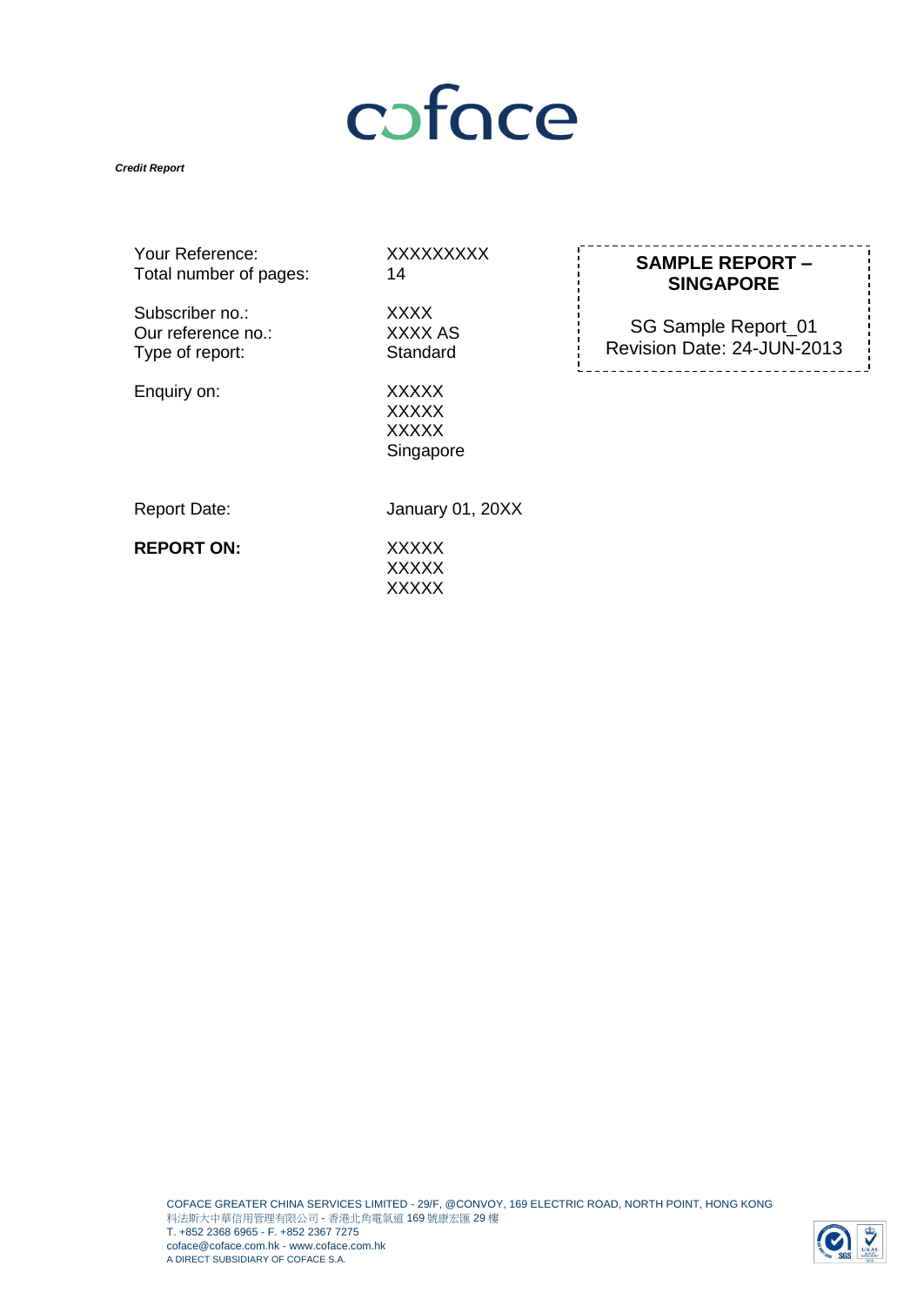# coface

***Credit Report***

| | |
|---|---|
| Your Reference: | XXXXXXXXX |
| Total number of pages: | 14 |
| Subscriber no.: | XXXX |
| Our reference no.: | XXXX AS |
| Type of report: | Standard |
| Enquiry on: | XXXXX<br>XXXXX<br>XXXXX<br>Singapore |
| Report Date: | January 01, 20XX |
| **REPORT ON:** | XXXXX<br>XXXXX<br>XXXXX |

**SAMPLE REPORT – SINGAPORE**

SG Sample Report_01
Revision Date: 24-JUN-2013

COFACE GREATER CHINA SERVICES LIMITED - 29/F, @CONVOY, 169 ELECTRIC ROAD, NORTH POINT, HONG KONG
科法斯大中華信用管理有限公司 - 香港北角電氣道 169 號康宏匯 29 樓
T. +852 2368 6965 - F. +852 2367 7275
coface@coface.com.hk - www.coface.com.hk
A DIRECT SUBSIDIARY OF COFACE S.A.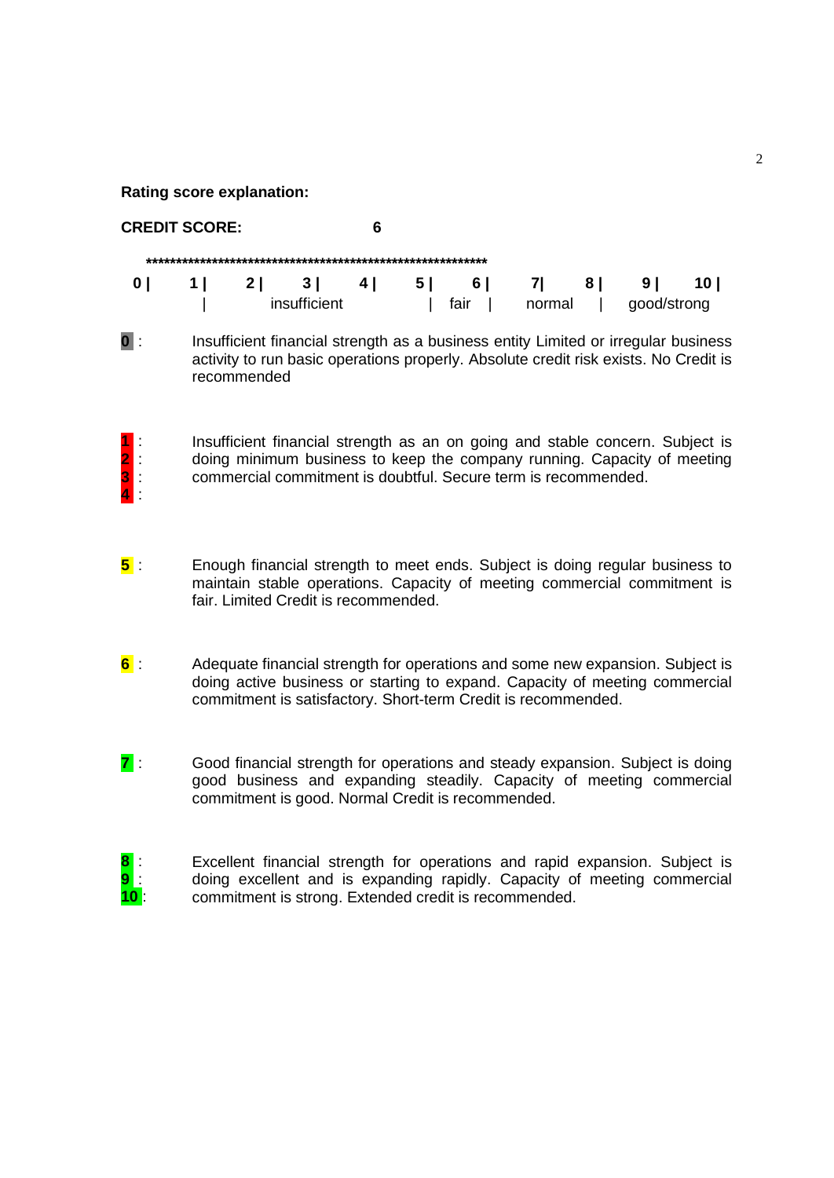**Rating score explanation:**

**CREDIT SCORE: 6**

************************************************************

| 0 \| | 1 \| | 2 \| | 3 \| | 4 \| | 5 \| | 6 \| | 7\| | 8 \| | 9 \| | 10 \| |
|---|---|---|---|---|---|---|---|---|---|---|
| | \| | | insufficient | | \| | fair \| | normal | \| | good/strong | |

**0** : Insufficient financial strength as a business entity Limited or irregular business activity to run basic operations properly. Absolute credit risk exists. No Credit is recommended

**1** :
**2** :
**3** :
**4** : Insufficient financial strength as an on going and stable concern. Subject is doing minimum business to keep the company running. Capacity of meeting commercial commitment is doubtful. Secure term is recommended.

**5** : Enough financial strength to meet ends. Subject is doing regular business to maintain stable operations. Capacity of meeting commercial commitment is fair. Limited Credit is recommended.

**6** : Adequate financial strength for operations and some new expansion. Subject is doing active business or starting to expand. Capacity of meeting commercial commitment is satisfactory. Short-term Credit is recommended.

**7** : Good financial strength for operations and steady expansion. Subject is doing good business and expanding steadily. Capacity of meeting commercial commitment is good. Normal Credit is recommended.

**8** :
**9** :
**10** : Excellent financial strength for operations and rapid expansion. Subject is doing excellent and is expanding rapidly. Capacity of meeting commercial commitment is strong. Extended credit is recommended.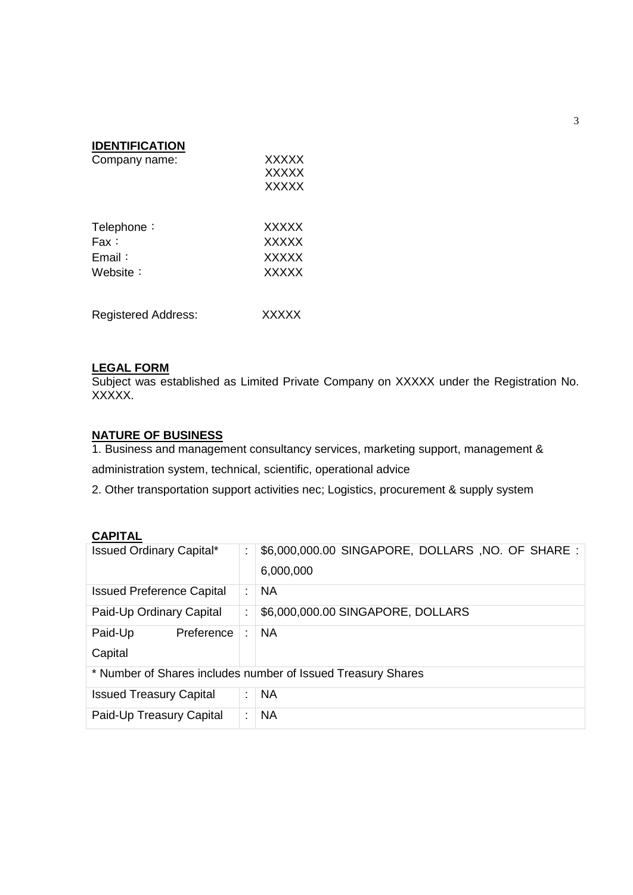## IDENTIFICATION

Company name: XXXXX
XXXXX
XXXXX

Telephone： XXXXX
Fax： XXXXX
Email： XXXXX
Website： XXXXX

Registered Address: XXXXX

## LEGAL FORM

Subject was established as Limited Private Company on XXXXX under the Registration No. XXXXX.

## NATURE OF BUSINESS

1. Business and management consultancy services, marketing support, management & administration system, technical, scientific, operational advice
2. Other transportation support activities nec; Logistics, procurement & supply system

## CAPITAL

| | | |
|---|---|---|
| Issued Ordinary Capital* | : | $6,000,000.00 SINGAPORE, DOLLARS ,NO. OF SHARE : 6,000,000 |
| Issued Preference Capital | : | NA |
| Paid-Up Ordinary Capital | : | $6,000,000.00 SINGAPORE, DOLLARS |
| Paid-Up Preference Capital | : | NA |
| * Number of Shares includes number of Issued Treasury Shares | | |
| Issued Treasury Capital | : | NA |
| Paid-Up Treasury Capital | : | NA |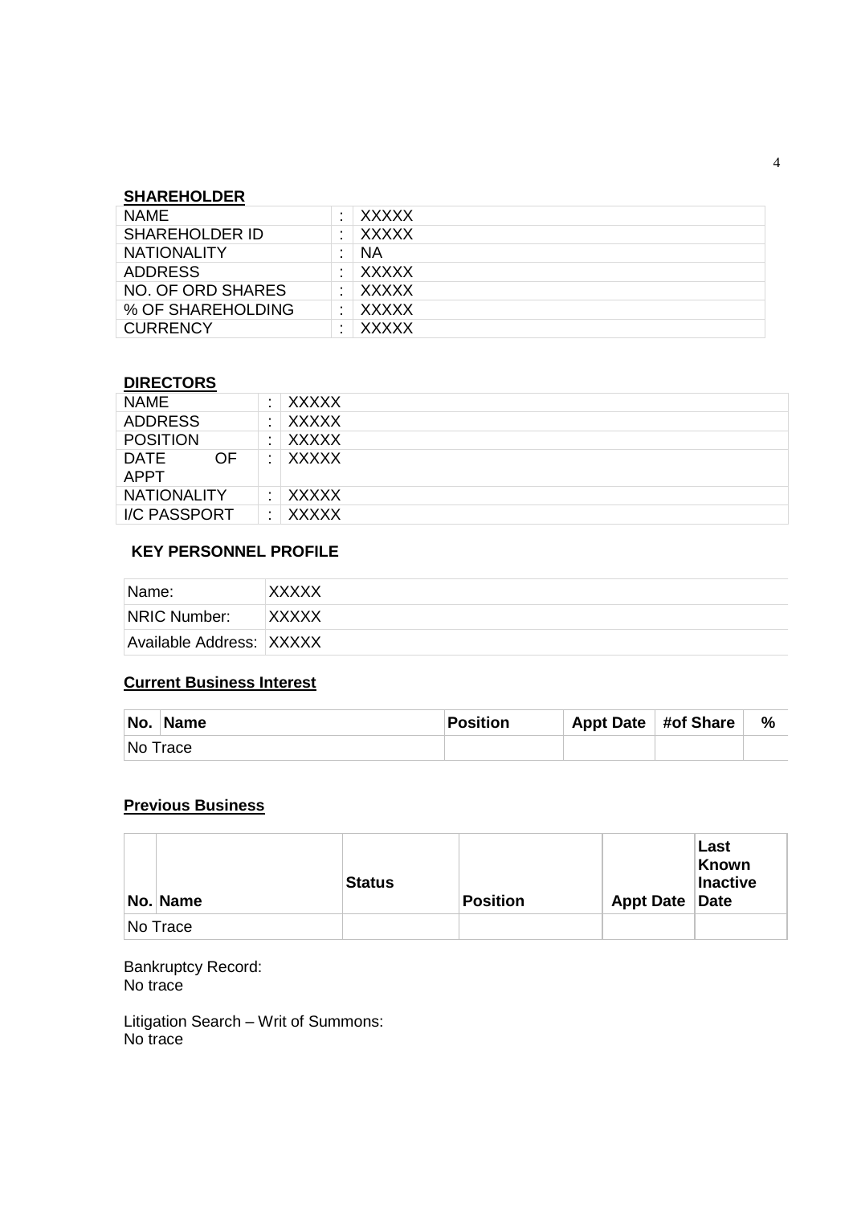**SHAREHOLDER**

| | | |
|---|---|---|
| NAME | : | XXXXX |
| SHAREHOLDER ID | : | XXXXX |
| NATIONALITY | : | NA |
| ADDRESS | : | XXXXX |
| NO. OF ORD SHARES | : | XXXXX |
| % OF SHAREHOLDING | : | XXXXX |
| CURRENCY | : | XXXXX |

**DIRECTORS**

| | | |
|---|---|---|
| NAME | : | XXXXX |
| ADDRESS | : | XXXXX |
| POSITION | : | XXXXX |
| DATE OF APPT | : | XXXXX |
| NATIONALITY | : | XXXXX |
| I/C PASSPORT | : | XXXXX |

**KEY PERSONNEL PROFILE**

| | |
|---|---|
| Name: | XXXXX |
| NRIC Number: | XXXXX |
| Available Address: | XXXXX |

**Current Business Interest**

| No. | Name | Position | Appt Date | #of Share | % |
|---|---|---|---|---|---|
| No Trace | | | | | |

**Previous Business**

| No. | Name | Status | Position | Appt Date | Last Known Inactive Date |
|---|---|---|---|---|---|
| No Trace | | | | | |

Bankruptcy Record:
No trace

Litigation Search – Writ of Summons:
No trace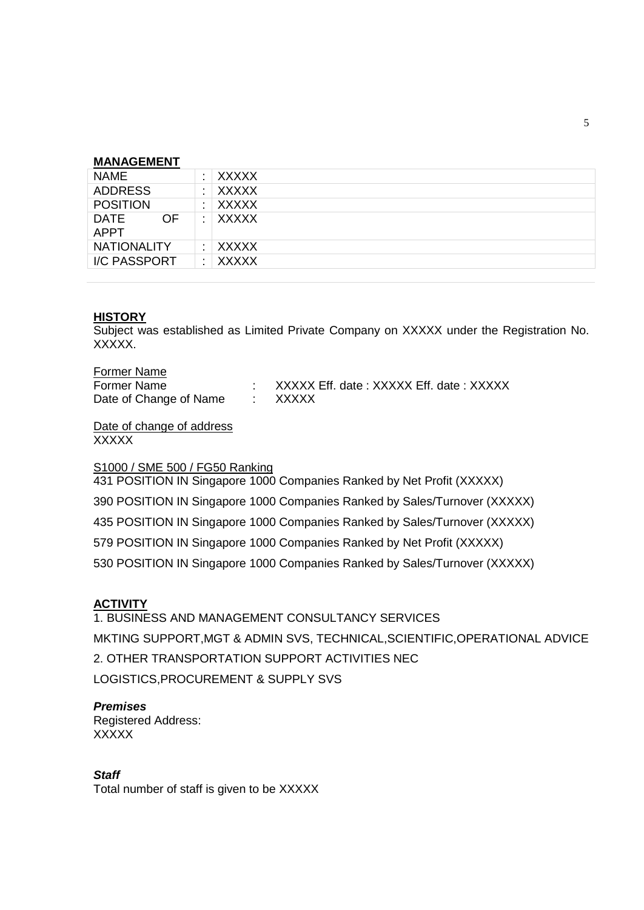**MANAGEMENT**

| | | |
|---|---|---|
| NAME | : | XXXXX |
| ADDRESS | : | XXXXX |
| POSITION | : | XXXXX |
| DATE OF APPT | : | XXXXX |
| NATIONALITY | : | XXXXX |
| I/C PASSPORT | : | XXXXX |

**HISTORY**

Subject was established as Limited Private Company on XXXXX under the Registration No. XXXXX.

Former Name

Former Name : XXXXX Eff. date : XXXXX Eff. date : XXXXX

Date of Change of Name : XXXXX

Date of change of address

XXXXX

S1000 / SME 500 / FG50 Ranking

431 POSITION IN Singapore 1000 Companies Ranked by Net Profit (XXXXX)

390 POSITION IN Singapore 1000 Companies Ranked by Sales/Turnover (XXXXX)

435 POSITION IN Singapore 1000 Companies Ranked by Sales/Turnover (XXXXX)

579 POSITION IN Singapore 1000 Companies Ranked by Net Profit (XXXXX)

530 POSITION IN Singapore 1000 Companies Ranked by Sales/Turnover (XXXXX)

**ACTIVITY**

1. BUSINESS AND MANAGEMENT CONSULTANCY SERVICES

MKTING SUPPORT,MGT & ADMIN SVS, TECHNICAL,SCIENTIFIC,OPERATIONAL ADVICE

2. OTHER TRANSPORTATION SUPPORT ACTIVITIES NEC

LOGISTICS,PROCUREMENT & SUPPLY SVS

***Premises***

Registered Address:

XXXXX

***Staff***

Total number of staff is given to be XXXXX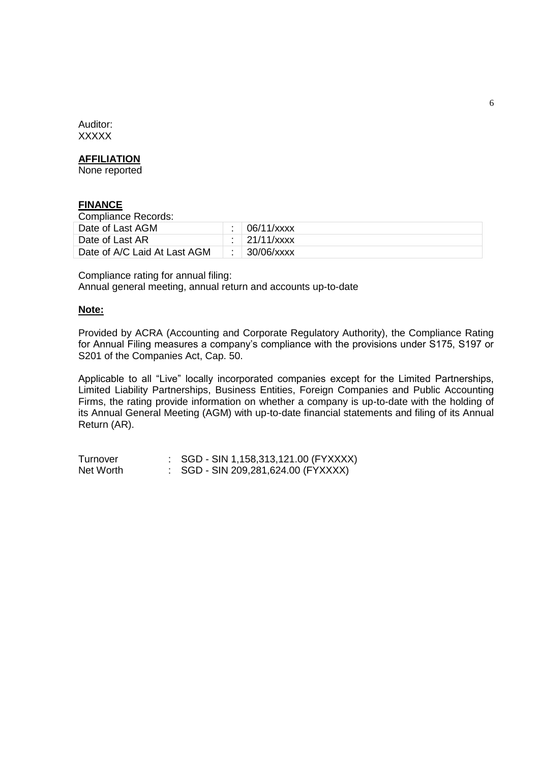Auditor:
XXXXX

**AFFILIATION**

None reported

**FINANCE**

Compliance Records:

| Date of Last AGM | : | 06/11/xxxx |
|---|---|---|
| Date of Last AR | : | 21/11/xxxx |
| Date of A/C Laid At Last AGM | : | 30/06/xxxx |

Compliance rating for annual filing:
Annual general meeting, annual return and accounts up-to-date

**Note:**

Provided by ACRA (Accounting and Corporate Regulatory Authority), the Compliance Rating for Annual Filing measures a company's compliance with the provisions under S175, S197 or S201 of the Companies Act, Cap. 50.

Applicable to all "Live" locally incorporated companies except for the Limited Partnerships, Limited Liability Partnerships, Business Entities, Foreign Companies and Public Accounting Firms, the rating provide information on whether a company is up-to-date with the holding of its Annual General Meeting (AGM) with up-to-date financial statements and filing of its Annual Return (AR).

Turnover : SGD - SIN 1,158,313,121.00 (FYXXXX)
Net Worth : SGD - SIN 209,281,624.00 (FYXXXX)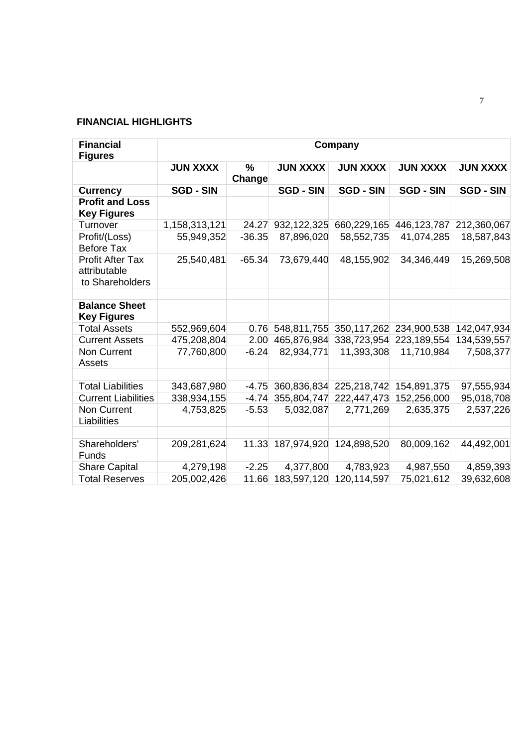**FINANCIAL HIGHLIGHTS**

| Financial Figures | Company | | | | | |
|---|---|---|---|---|---|---|
| | **JUN XXXX** | **% Change** | **JUN XXXX** | **JUN XXXX** | **JUN XXXX** | **JUN XXXX** |
| **Currency** | **SGD - SIN** | | **SGD - SIN** | **SGD - SIN** | **SGD - SIN** | **SGD - SIN** |
| **Profit and Loss Key Figures** | | | | | | |
| Turnover | 1,158,313,121 | 24.27 | 932,122,325 | 660,229,165 | 446,123,787 | 212,360,067 |
| Profit/(Loss) Before Tax | 55,949,352 | -36.35 | 87,896,020 | 58,552,735 | 41,074,285 | 18,587,843 |
| Profit After Tax attributable to Shareholders | 25,540,481 | -65.34 | 73,679,440 | 48,155,902 | 34,346,449 | 15,269,508 |
| | | | | | | |
| **Balance Sheet Key Figures** | | | | | | |
| Total Assets | 552,969,604 | 0.76 | 548,811,755 | 350,117,262 | 234,900,538 | 142,047,934 |
| Current Assets | 475,208,804 | 2.00 | 465,876,984 | 338,723,954 | 223,189,554 | 134,539,557 |
| Non Current Assets | 77,760,800 | -6.24 | 82,934,771 | 11,393,308 | 11,710,984 | 7,508,377 |
| | | | | | | |
| Total Liabilities | 343,687,980 | -4.75 | 360,836,834 | 225,218,742 | 154,891,375 | 97,555,934 |
| Current Liabilities | 338,934,155 | -4.74 | 355,804,747 | 222,447,473 | 152,256,000 | 95,018,708 |
| Non Current Liabilities | 4,753,825 | -5.53 | 5,032,087 | 2,771,269 | 2,635,375 | 2,537,226 |
| | | | | | | |
| Shareholders' Funds | 209,281,624 | 11.33 | 187,974,920 | 124,898,520 | 80,009,162 | 44,492,001 |
| Share Capital | 4,279,198 | -2.25 | 4,377,800 | 4,783,923 | 4,987,550 | 4,859,393 |
| Total Reserves | 205,002,426 | 11.66 | 183,597,120 | 120,114,597 | 75,021,612 | 39,632,608 |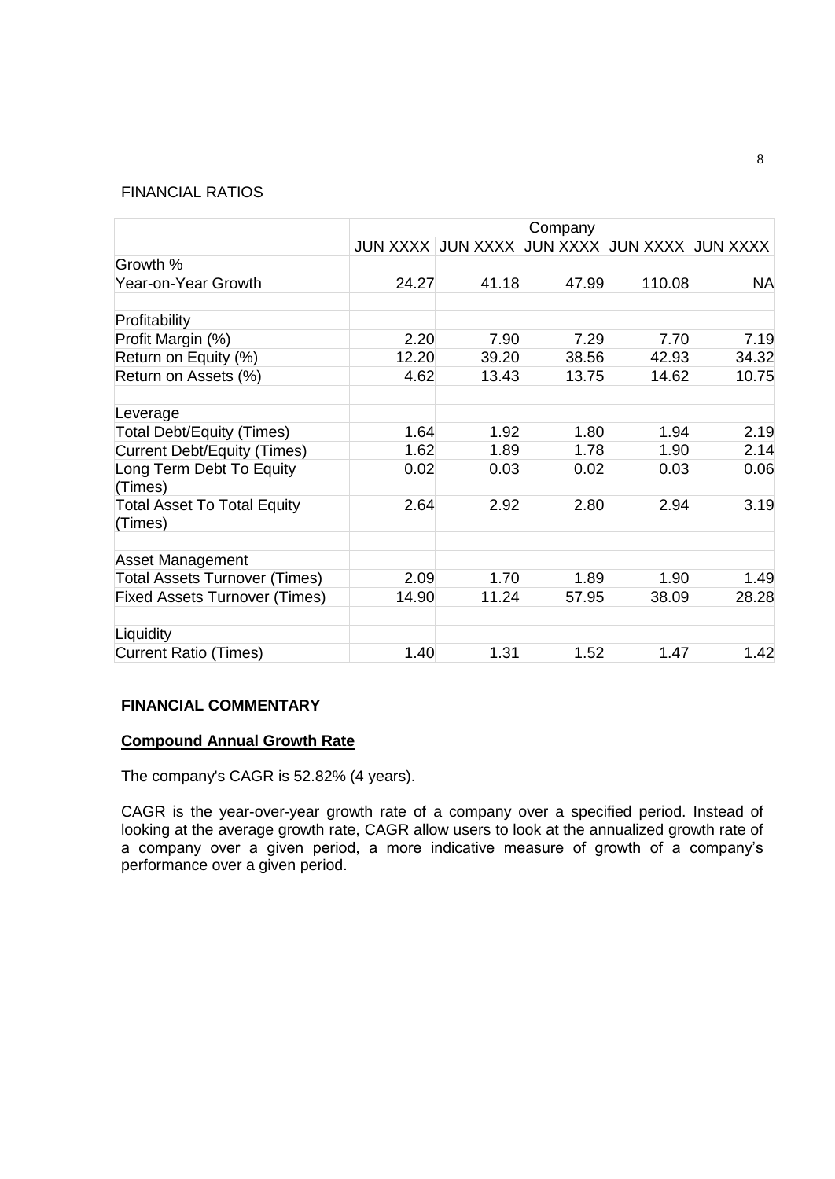FINANCIAL RATIOS

| | Company | | | | |
|---|---|---|---|---|---|
| | JUN XXXX | JUN XXXX | JUN XXXX | JUN XXXX | JUN XXXX |
| Growth % | | | | | |
| Year-on-Year Growth | 24.27 | 41.18 | 47.99 | 110.08 | NA |
| | | | | | |
| Profitability | | | | | |
| Profit Margin (%) | 2.20 | 7.90 | 7.29 | 7.70 | 7.19 |
| Return on Equity (%) | 12.20 | 39.20 | 38.56 | 42.93 | 34.32 |
| Return on Assets (%) | 4.62 | 13.43 | 13.75 | 14.62 | 10.75 |
| | | | | | |
| Leverage | | | | | |
| Total Debt/Equity (Times) | 1.64 | 1.92 | 1.80 | 1.94 | 2.19 |
| Current Debt/Equity (Times) | 1.62 | 1.89 | 1.78 | 1.90 | 2.14 |
| Long Term Debt To Equity (Times) | 0.02 | 0.03 | 0.02 | 0.03 | 0.06 |
| Total Asset To Total Equity (Times) | 2.64 | 2.92 | 2.80 | 2.94 | 3.19 |
| | | | | | |
| Asset Management | | | | | |
| Total Assets Turnover (Times) | 2.09 | 1.70 | 1.89 | 1.90 | 1.49 |
| Fixed Assets Turnover (Times) | 14.90 | 11.24 | 57.95 | 38.09 | 28.28 |
| | | | | | |
| Liquidity | | | | | |
| Current Ratio (Times) | 1.40 | 1.31 | 1.52 | 1.47 | 1.42 |

**FINANCIAL COMMENTARY**

**Compound Annual Growth Rate**

The company's CAGR is 52.82% (4 years).

CAGR is the year-over-year growth rate of a company over a specified period. Instead of looking at the average growth rate, CAGR allow users to look at the annualized growth rate of a company over a given period, a more indicative measure of growth of a company's performance over a given period.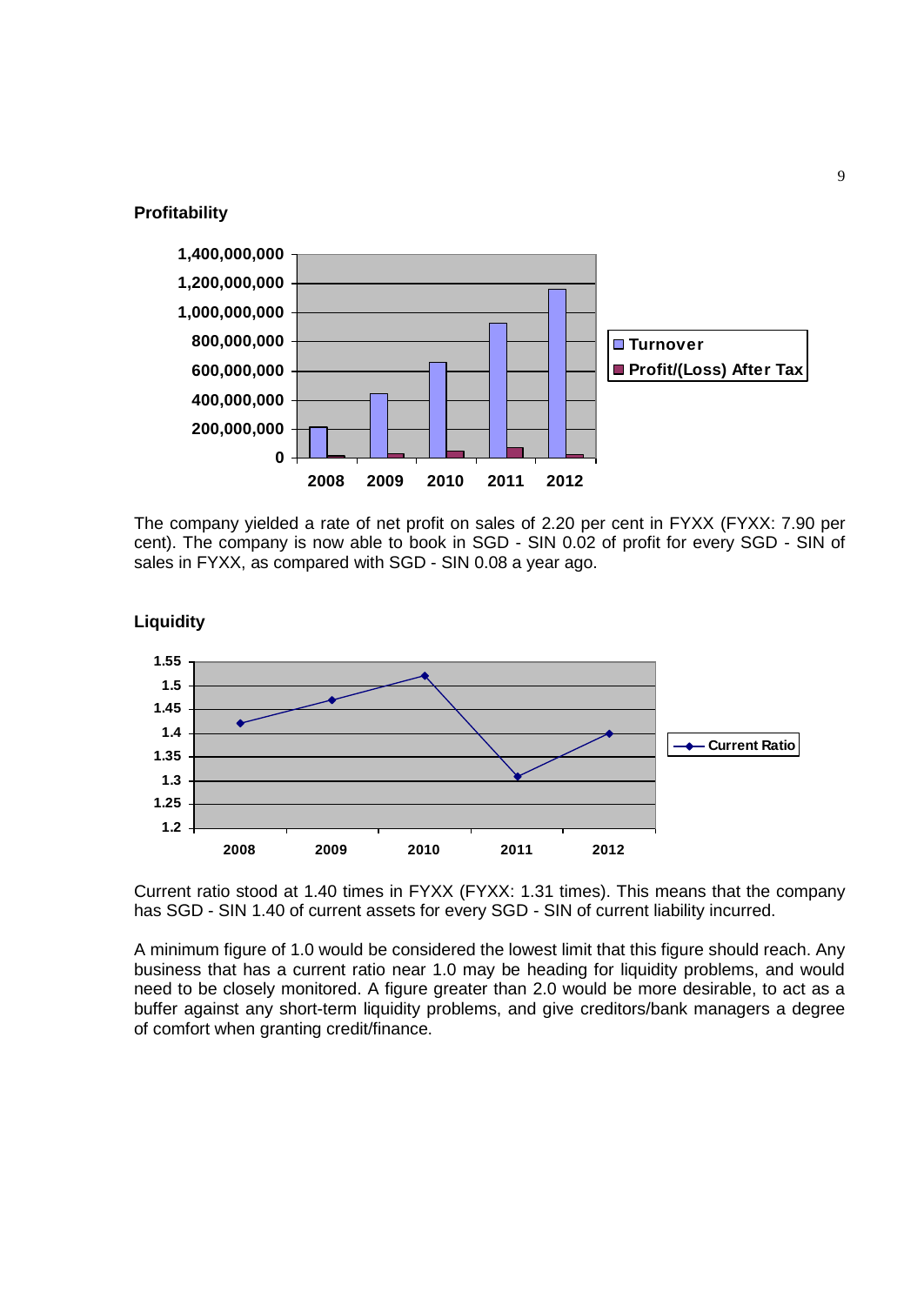## Profitability

The company yielded a rate of net profit on sales of 2.20 per cent in FYXX (FYXX: 7.90 per cent). The company is now able to book in SGD - SIN 0.02 of profit for every SGD - SIN of sales in FYXX, as compared with SGD - SIN 0.08 a year ago.

## Liquidity

Current ratio stood at 1.40 times in FYXX (FYXX: 1.31 times). This means that the company has SGD - SIN 1.40 of current assets for every SGD - SIN of current liability incurred.

A minimum figure of 1.0 would be considered the lowest limit that this figure should reach. Any business that has a current ratio near 1.0 may be heading for liquidity problems, and would need to be closely monitored. A figure greater than 2.0 would be more desirable, to act as a buffer against any short-term liquidity problems, and give creditors/bank managers a degree of comfort when granting credit/finance.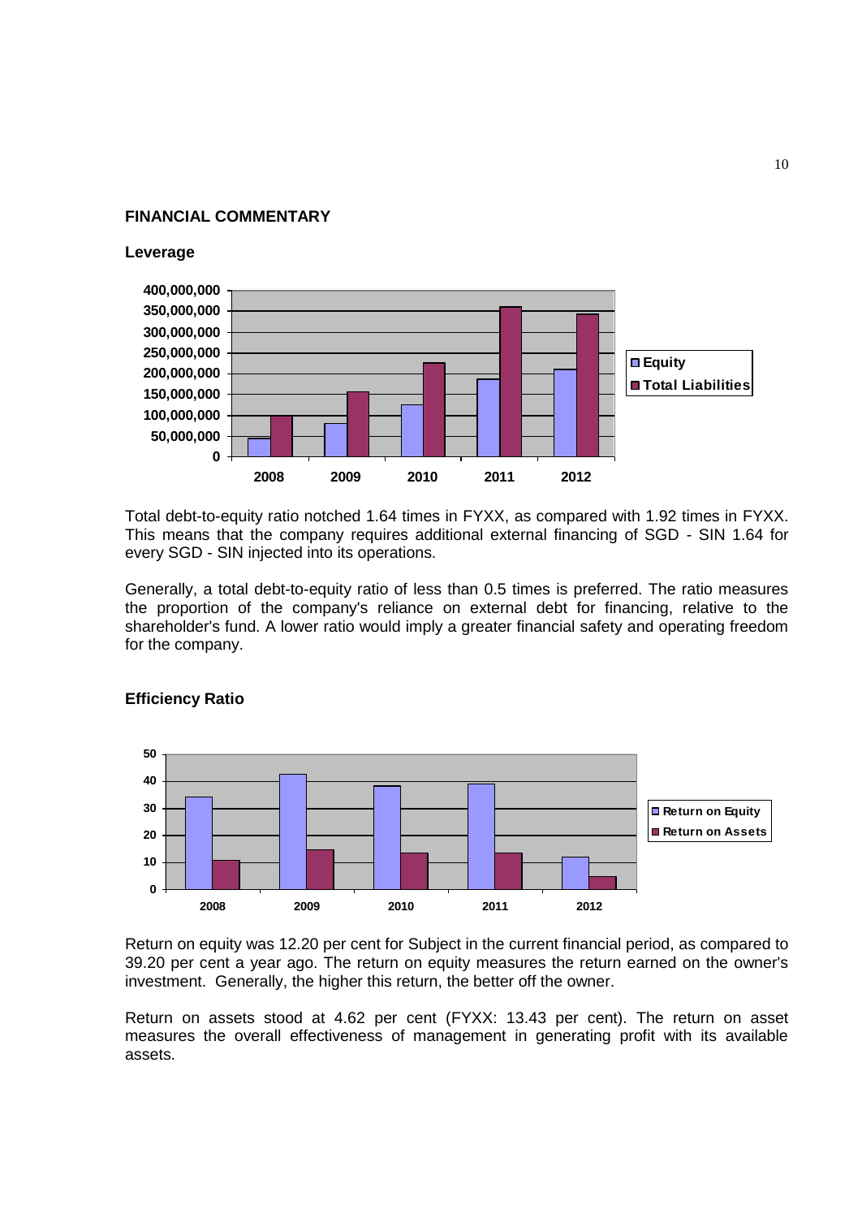## FINANCIAL COMMENTARY

### Leverage

Total debt-to-equity ratio notched 1.64 times in FYXX, as compared with 1.92 times in FYXX. This means that the company requires additional external financing of SGD - SIN 1.64 for every SGD - SIN injected into its operations.

Generally, a total debt-to-equity ratio of less than 0.5 times is preferred. The ratio measures the proportion of the company's reliance on external debt for financing, relative to the shareholder's fund. A lower ratio would imply a greater financial safety and operating freedom for the company.

### Efficiency Ratio

Return on equity was 12.20 per cent for Subject in the current financial period, as compared to 39.20 per cent a year ago. The return on equity measures the return earned on the owner's investment. Generally, the higher this return, the better off the owner.

Return on assets stood at 4.62 per cent (FYXX: 13.43 per cent). The return on asset measures the overall effectiveness of management in generating profit with its available assets.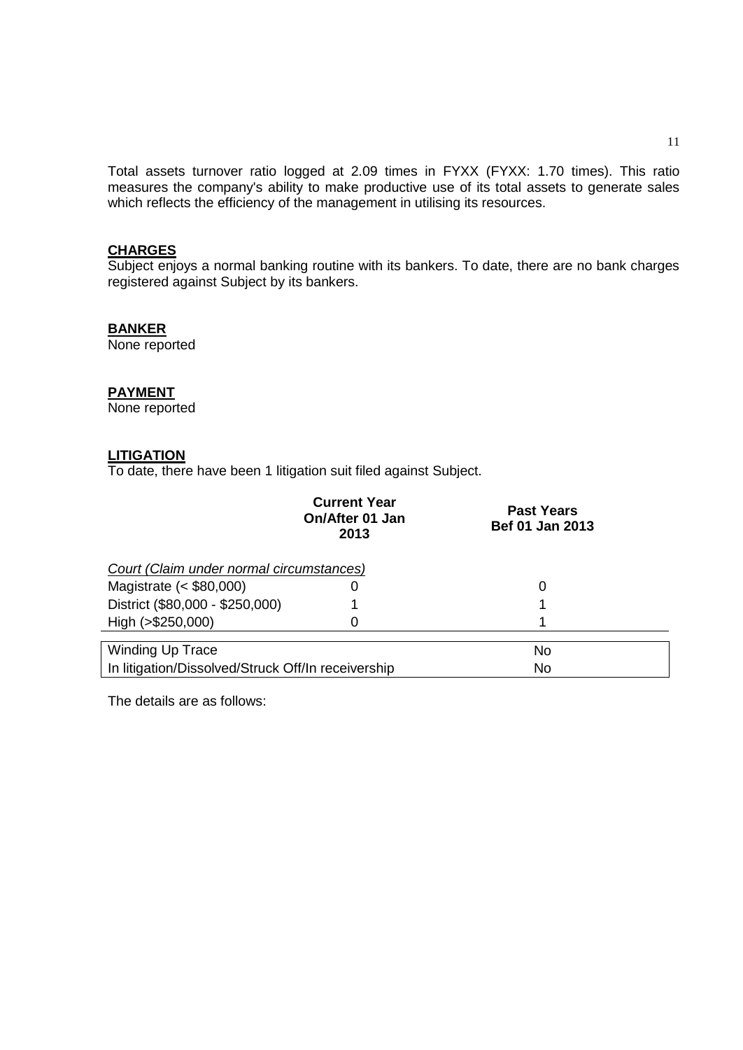Total assets turnover ratio logged at 2.09 times in FYXX (FYXX: 1.70 times). This ratio measures the company's ability to make productive use of its total assets to generate sales which reflects the efficiency of the management in utilising its resources.

## CHARGES

Subject enjoys a normal banking routine with its bankers. To date, there are no bank charges registered against Subject by its bankers.

## BANKER

None reported

## PAYMENT

None reported

## LITIGATION

To date, there have been 1 litigation suit filed against Subject.

| | Current Year On/After 01 Jan 2013 | Past Years Bef 01 Jan 2013 |
|---|---|---|
| *Court (Claim under normal circumstances)* | | |
| Magistrate (< $80,000) | 0 | 0 |
| District ($80,000 - $250,000) | 1 | 1 |
| High (>$250,000) | 0 | 1 |
| Winding Up Trace | | No |
| In litigation/Dissolved/Struck Off/In receivership | | No |

The details are as follows: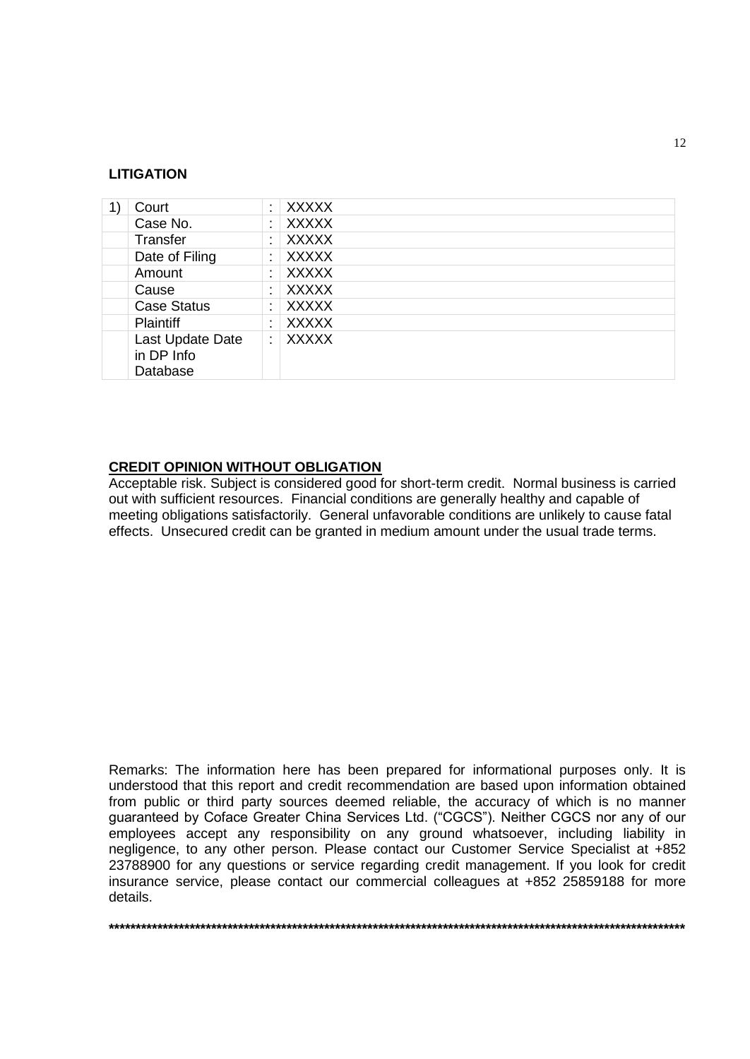## LITIGATION

| | | | |
|---|---|---|---|
| 1) | Court | : | XXXXX |
| | Case No. | : | XXXXX |
| | Transfer | : | XXXXX |
| | Date of Filing | : | XXXXX |
| | Amount | : | XXXXX |
| | Cause | : | XXXXX |
| | Case Status | : | XXXXX |
| | Plaintiff | : | XXXXX |
| | Last Update Date in DP Info Database | : | XXXXX |

## CREDIT OPINION WITHOUT OBLIGATION

Acceptable risk. Subject is considered good for short-term credit. Normal business is carried out with sufficient resources. Financial conditions are generally healthy and capable of meeting obligations satisfactorily. General unfavorable conditions are unlikely to cause fatal effects. Unsecured credit can be granted in medium amount under the usual trade terms.

Remarks: The information here has been prepared for informational purposes only. It is understood that this report and credit recommendation are based upon information obtained from public or third party sources deemed reliable, the accuracy of which is no manner guaranteed by Coface Greater China Services Ltd. ("CGCS"). Neither CGCS nor any of our employees accept any responsibility on any ground whatsoever, including liability in negligence, to any other person. Please contact our Customer Service Specialist at +852 23788900 for any questions or service regarding credit management. If you look for credit insurance service, please contact our commercial colleagues at +852 25859188 for more details.

*************************************************************************************************************